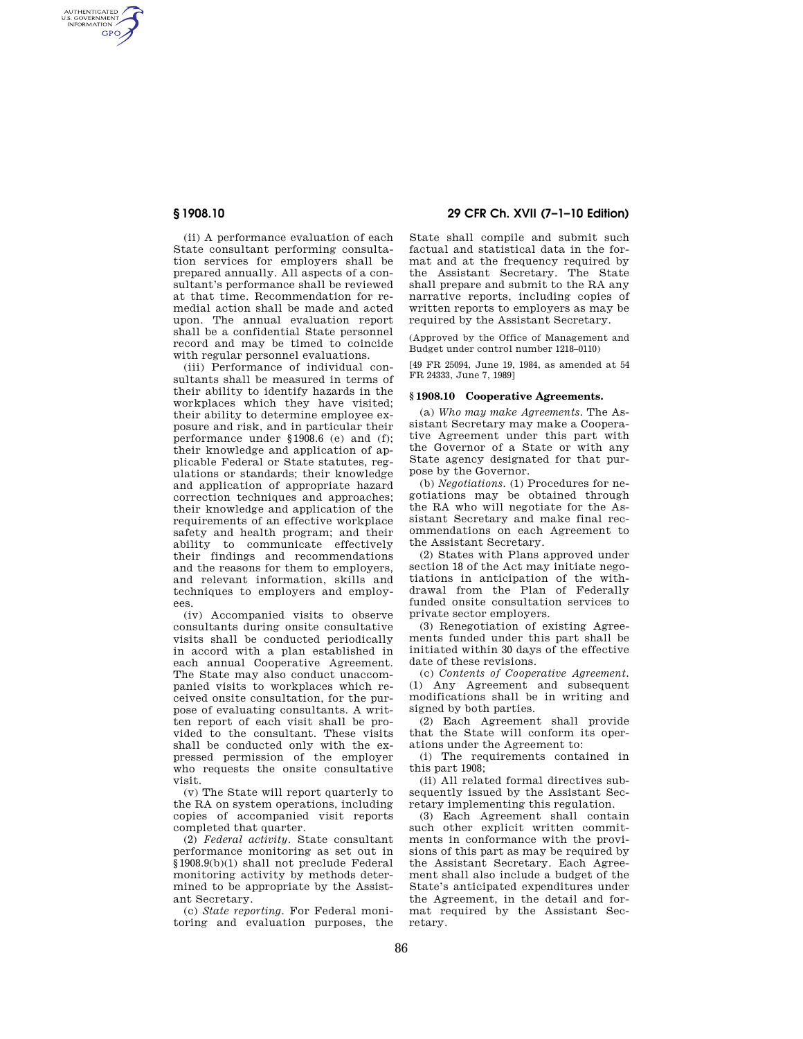(ii) A performance evaluation of each State consultant performing consultation services for employers shall be prepared annually. All aspects of a consultant's performance shall be reviewed at that time. Recommendation for remedial action shall be made and acted upon. The annual evaluation report shall be a confidential State personnel record and may be timed to coincide with regular personnel evaluations.

(iii) Performance of individual consultants shall be measured in terms of their ability to identify hazards in the workplaces which they have visited; their ability to determine employee exposure and risk, and in particular their performance under §1908.6 (e) and (f); their knowledge and application of applicable Federal or State statutes, regulations or standards; their knowledge and application of appropriate hazard correction techniques and approaches; their knowledge and application of the requirements of an effective workplace safety and health program; and their ability to communicate effectively their findings and recommendations and the reasons for them to employers, and relevant information, skills and techniques to employers and employees.

(iv) Accompanied visits to observe consultants during onsite consultative visits shall be conducted periodically in accord with a plan established in each annual Cooperative Agreement. The State may also conduct unaccompanied visits to workplaces which received onsite consultation, for the purpose of evaluating consultants. A written report of each visit shall be provided to the consultant. These visits shall be conducted only with the expressed permission of the employer who requests the onsite consultative visit.

(v) The State will report quarterly to the RA on system operations, including copies of accompanied visit reports completed that quarter.

(2) *Federal activity.* State consultant performance monitoring as set out in §1908.9(b)(1) shall not preclude Federal monitoring activity by methods determined to be appropriate by the Assistant Secretary.

(c) *State reporting.* For Federal monitoring and evaluation purposes, the State shall compile and submit such factual and statistical data in the format and at the frequency required by the Assistant Secretary. The State shall prepare and submit to the RA any narrative reports, including copies of written reports to employers as may be required by the Assistant Secretary.

(Approved by the Office of Management and Budget under control number 1218–0110)

[49 FR 25094, June 19, 1984, as amended at 54 FR 24333, June 7, 1989]

## § 1908.10 Cooperative Agreements.

(a) *Who may make Agreements.* The Assistant Secretary may make a Cooperative Agreement under this part with the Governor of a State or with any State agency designated for that purpose by the Governor.

(b) *Negotiations.* (1) Procedures for negotiations may be obtained through the RA who will negotiate for the Assistant Secretary and make final recommendations on each Agreement to the Assistant Secretary.

(2) States with Plans approved under section 18 of the Act may initiate negotiations in anticipation of the withdrawal from the Plan of Federally funded onsite consultation services to private sector employers.

(3) Renegotiation of existing Agreements funded under this part shall be initiated within 30 days of the effective date of these revisions.

(c) *Contents of Cooperative Agreement.* (1) Any Agreement and subsequent modifications shall be in writing and signed by both parties.

(2) Each Agreement shall provide that the State will conform its operations under the Agreement to:

(i) The requirements contained in this part 1908;

(ii) All related formal directives subsequently issued by the Assistant Secretary implementing this regulation.

(3) Each Agreement shall contain such other explicit written commitments in conformance with the provisions of this part as may be required by the Assistant Secretary. Each Agreement shall also include a budget of the State's anticipated expenditures under the Agreement, in the detail and format required by the Assistant Secretary.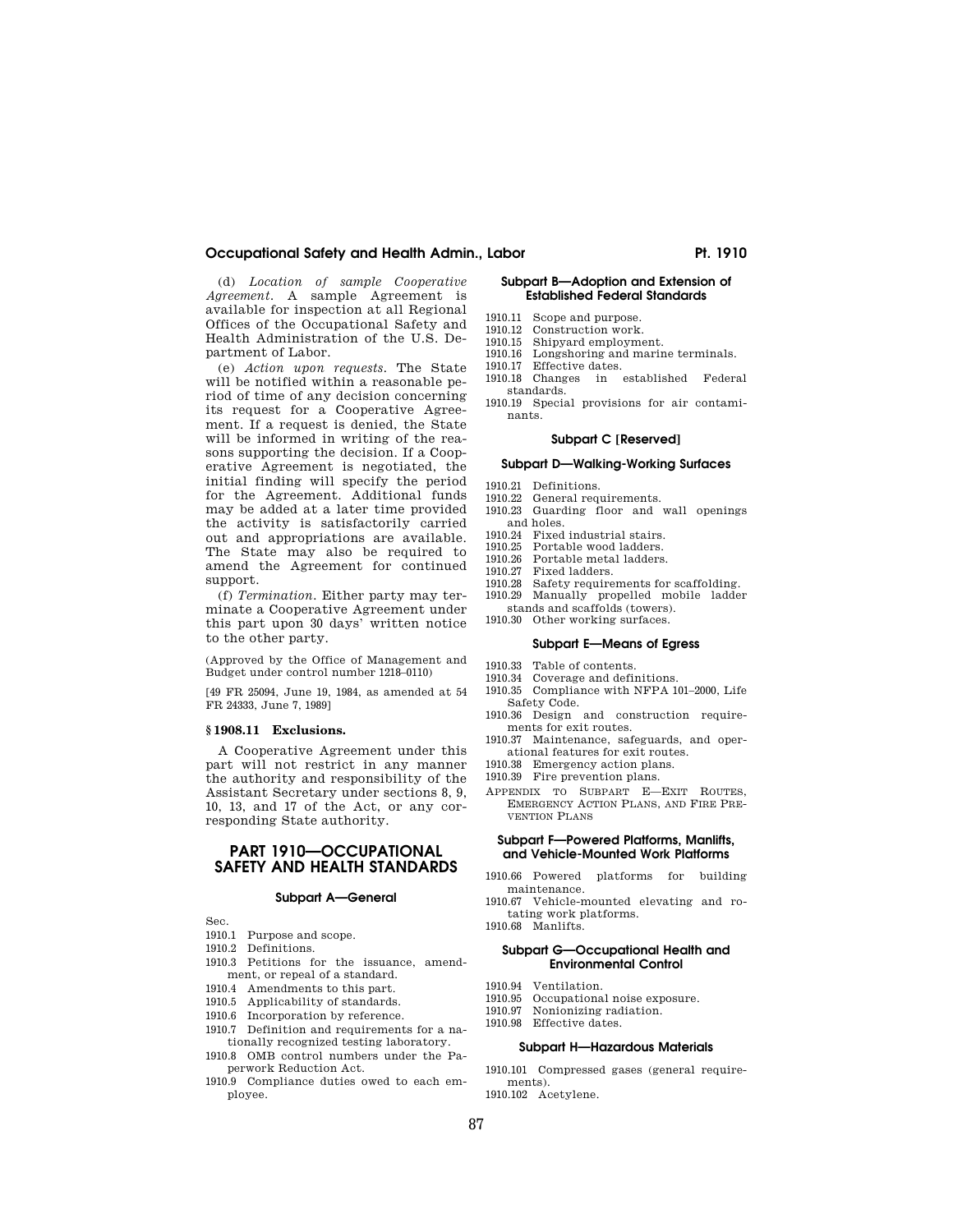(d) *Location of sample Cooperative Agreement.* A sample Agreement is available for inspection at all Regional Offices of the Occupational Safety and Health Administration of the U.S. Department of Labor.

(e) *Action upon requests.* The State will be notified within a reasonable period of time of any decision concerning its request for a Cooperative Agreement. If a request is denied, the State will be informed in writing of the reasons supporting the decision. If a Cooperative Agreement is negotiated, the initial finding will specify the period for the Agreement. Additional funds may be added at a later time provided the activity is satisfactorily carried out and appropriations are available. The State may also be required to amend the Agreement for continued support.

(f) *Termination.* Either party may terminate a Cooperative Agreement under this part upon 30 days' written notice to the other party.

(Approved by the Office of Management and Budget under control number 1218–0110)

[49 FR 25094, June 19, 1984, as amended at 54 FR 24333, June 7, 1989]

### § 1908.11 Exclusions.

A Cooperative Agreement under this part will not restrict in any manner the authority and responsibility of the Assistant Secretary under sections 8, 9, 10, 13, and 17 of the Act, or any corresponding State authority.

# PART 1910—OCCUPATIONAL SAFETY AND HEALTH STANDARDS

## Subpart A—General

Sec.

1910.1 Purpose and scope.
1910.2 Definitions.
1910.3 Petitions for the issuance, amendment, or repeal of a standard.
1910.4 Amendments to this part.
1910.5 Applicability of standards.
1910.6 Incorporation by reference.
1910.7 Definition and requirements for a nationally recognized testing laboratory.
1910.8 OMB control numbers under the Paperwork Reduction Act.
1910.9 Compliance duties owed to each employee.

## Subpart B—Adoption and Extension of Established Federal Standards

1910.11 Scope and purpose.
1910.12 Construction work.
1910.15 Shipyard employment.
1910.16 Longshoring and marine terminals.
1910.17 Effective dates.
1910.18 Changes in established Federal standards.
1910.19 Special provisions for air contaminants.

## Subpart C [Reserved]

## Subpart D—Walking-Working Surfaces

1910.21 Definitions.
1910.22 General requirements.
1910.23 Guarding floor and wall openings and holes.
1910.24 Fixed industrial stairs.
1910.25 Portable wood ladders.
1910.26 Portable metal ladders.
1910.27 Fixed ladders.
1910.28 Safety requirements for scaffolding.
1910.29 Manually propelled mobile ladder stands and scaffolds (towers).
1910.30 Other working surfaces.

## Subpart E—Means of Egress

1910.33 Table of contents.
1910.34 Coverage and definitions.
1910.35 Compliance with NFPA 101–2000, Life Safety Code.
1910.36 Design and construction requirements for exit routes.
1910.37 Maintenance, safeguards, and operational features for exit routes.
1910.38 Emergency action plans.
1910.39 Fire prevention plans.
APPENDIX TO SUBPART E—EXIT ROUTES, EMERGENCY ACTION PLANS, AND FIRE PREVENTION PLANS

## Subpart F—Powered Platforms, Manlifts, and Vehicle-Mounted Work Platforms

1910.66 Powered platforms for building maintenance.
1910.67 Vehicle-mounted elevating and rotating work platforms.
1910.68 Manlifts.

## Subpart G—Occupational Health and Environmental Control

1910.94 Ventilation.
1910.95 Occupational noise exposure.
1910.97 Nonionizing radiation.
1910.98 Effective dates.

## Subpart H—Hazardous Materials

1910.101 Compressed gases (general requirements).
1910.102 Acetylene.